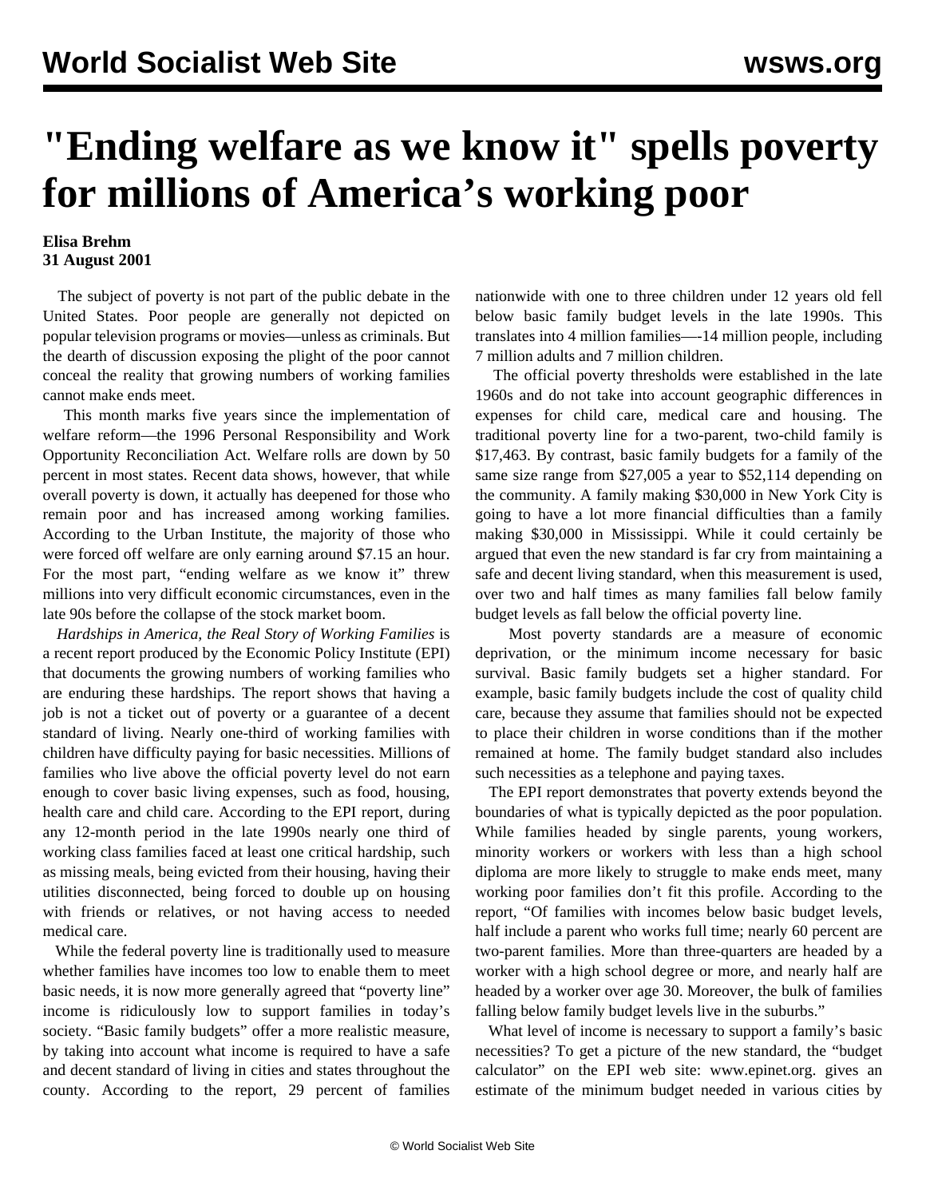# "Ending welfare as we know it" spells poverty for millions of America's working poor

**Elisa Brehm**
**31 August 2001**

The subject of poverty is not part of the public debate in the United States. Poor people are generally not depicted on popular television programs or movies—unless as criminals. But the dearth of discussion exposing the plight of the poor cannot conceal the reality that growing numbers of working families cannot make ends meet.

This month marks five years since the implementation of welfare reform—the 1996 Personal Responsibility and Work Opportunity Reconciliation Act. Welfare rolls are down by 50 percent in most states. Recent data shows, however, that while overall poverty is down, it actually has deepened for those who remain poor and has increased among working families. According to the Urban Institute, the majority of those who were forced off welfare are only earning around $7.15 an hour. For the most part, "ending welfare as we know it" threw millions into very difficult economic circumstances, even in the late 90s before the collapse of the stock market boom.

*Hardships in America, the Real Story of Working Families* is a recent report produced by the Economic Policy Institute (EPI) that documents the growing numbers of working families who are enduring these hardships. The report shows that having a job is not a ticket out of poverty or a guarantee of a decent standard of living. Nearly one-third of working families with children have difficulty paying for basic necessities. Millions of families who live above the official poverty level do not earn enough to cover basic living expenses, such as food, housing, health care and child care. According to the EPI report, during any 12-month period in the late 1990s nearly one third of working class families faced at least one critical hardship, such as missing meals, being evicted from their housing, having their utilities disconnected, being forced to double up on housing with friends or relatives, or not having access to needed medical care.

While the federal poverty line is traditionally used to measure whether families have incomes too low to enable them to meet basic needs, it is now more generally agreed that "poverty line" income is ridiculously low to support families in today's society. "Basic family budgets" offer a more realistic measure, by taking into account what income is required to have a safe and decent standard of living in cities and states throughout the county. According to the report, 29 percent of families nationwide with one to three children under 12 years old fell below basic family budget levels in the late 1990s. This translates into 4 million families—-14 million people, including 7 million adults and 7 million children.

The official poverty thresholds were established in the late 1960s and do not take into account geographic differences in expenses for child care, medical care and housing. The traditional poverty line for a two-parent, two-child family is $17,463. By contrast, basic family budgets for a family of the same size range from $27,005 a year to $52,114 depending on the community. A family making $30,000 in New York City is going to have a lot more financial difficulties than a family making $30,000 in Mississippi. While it could certainly be argued that even the new standard is far cry from maintaining a safe and decent living standard, when this measurement is used, over two and half times as many families fall below family budget levels as fall below the official poverty line.

Most poverty standards are a measure of economic deprivation, or the minimum income necessary for basic survival. Basic family budgets set a higher standard. For example, basic family budgets include the cost of quality child care, because they assume that families should not be expected to place their children in worse conditions than if the mother remained at home. The family budget standard also includes such necessities as a telephone and paying taxes.

The EPI report demonstrates that poverty extends beyond the boundaries of what is typically depicted as the poor population. While families headed by single parents, young workers, minority workers or workers with less than a high school diploma are more likely to struggle to make ends meet, many working poor families don't fit this profile. According to the report, "Of families with incomes below basic budget levels, half include a parent who works full time; nearly 60 percent are two-parent families. More than three-quarters are headed by a worker with a high school degree or more, and nearly half are headed by a worker over age 30. Moreover, the bulk of families falling below family budget levels live in the suburbs."

What level of income is necessary to support a family's basic necessities? To get a picture of the new standard, the "budget calculator" on the EPI web site: www.epinet.org. gives an estimate of the minimum budget needed in various cities by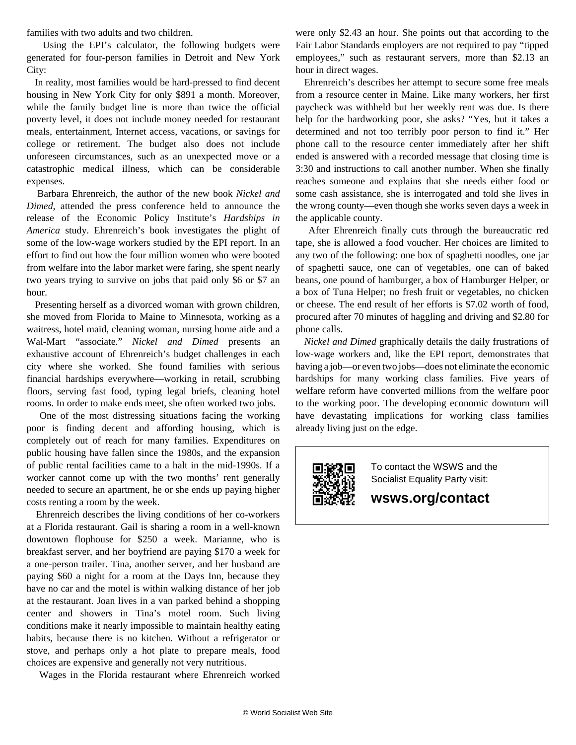families with two adults and two children.

Using the EPI's calculator, the following budgets were generated for four-person families in Detroit and New York City:

In reality, most families would be hard-pressed to find decent housing in New York City for only $891 a month. Moreover, while the family budget line is more than twice the official poverty level, it does not include money needed for restaurant meals, entertainment, Internet access, vacations, or savings for college or retirement. The budget also does not include unforeseen circumstances, such as an unexpected move or a catastrophic medical illness, which can be considerable expenses.

Barbara Ehrenreich, the author of the new book *Nickel and Dimed*, attended the press conference held to announce the release of the Economic Policy Institute's *Hardships in America* study. Ehrenreich's book investigates the plight of some of the low-wage workers studied by the EPI report. In an effort to find out how the four million women who were booted from welfare into the labor market were faring, she spent nearly two years trying to survive on jobs that paid only $6 or $7 an hour.

Presenting herself as a divorced woman with grown children, she moved from Florida to Maine to Minnesota, working as a waitress, hotel maid, cleaning woman, nursing home aide and a Wal-Mart "associate." *Nickel and Dimed* presents an exhaustive account of Ehrenreich's budget challenges in each city where she worked. She found families with serious financial hardships everywhere—working in retail, scrubbing floors, serving fast food, typing legal briefs, cleaning hotel rooms. In order to make ends meet, she often worked two jobs.

One of the most distressing situations facing the working poor is finding decent and affording housing, which is completely out of reach for many families. Expenditures on public housing have fallen since the 1980s, and the expansion of public rental facilities came to a halt in the mid-1990s. If a worker cannot come up with the two months' rent generally needed to secure an apartment, he or she ends up paying higher costs renting a room by the week.

Ehrenreich describes the living conditions of her co-workers at a Florida restaurant. Gail is sharing a room in a well-known downtown flophouse for $250 a week. Marianne, who is breakfast server, and her boyfriend are paying $170 a week for a one-person trailer. Tina, another server, and her husband are paying $60 a night for a room at the Days Inn, because they have no car and the motel is within walking distance of her job at the restaurant. Joan lives in a van parked behind a shopping center and showers in Tina's motel room. Such living conditions make it nearly impossible to maintain healthy eating habits, because there is no kitchen. Without a refrigerator or stove, and perhaps only a hot plate to prepare meals, food choices are expensive and generally not very nutritious.

Wages in the Florida restaurant where Ehrenreich worked were only $2.43 an hour. She points out that according to the Fair Labor Standards employers are not required to pay "tipped employees," such as restaurant servers, more than $2.13 an hour in direct wages.

Ehrenreich's describes her attempt to secure some free meals from a resource center in Maine. Like many workers, her first paycheck was withheld but her weekly rent was due. Is there help for the hardworking poor, she asks? "Yes, but it takes a determined and not too terribly poor person to find it." Her phone call to the resource center immediately after her shift ended is answered with a recorded message that closing time is 3:30 and instructions to call another number. When she finally reaches someone and explains that she needs either food or some cash assistance, she is interrogated and told she lives in the wrong county—even though she works seven days a week in the applicable county.

After Ehrenreich finally cuts through the bureaucratic red tape, she is allowed a food voucher. Her choices are limited to any two of the following: one box of spaghetti noodles, one jar of spaghetti sauce, one can of vegetables, one can of baked beans, one pound of hamburger, a box of Hamburger Helper, or a box of Tuna Helper; no fresh fruit or vegetables, no chicken or cheese. The end result of her efforts is $7.02 worth of food, procured after 70 minutes of haggling and driving and $2.80 for phone calls.

*Nickel and Dimed* graphically details the daily frustrations of low-wage workers and, like the EPI report, demonstrates that having a job—or even two jobs—does not eliminate the economic hardships for many working class families. Five years of welfare reform have converted millions from the welfare poor to the working poor. The developing economic downturn will have devastating implications for working class families already living just on the edge.

To contact the WSWS and the Socialist Equality Party visit:

**wsws.org/contact**